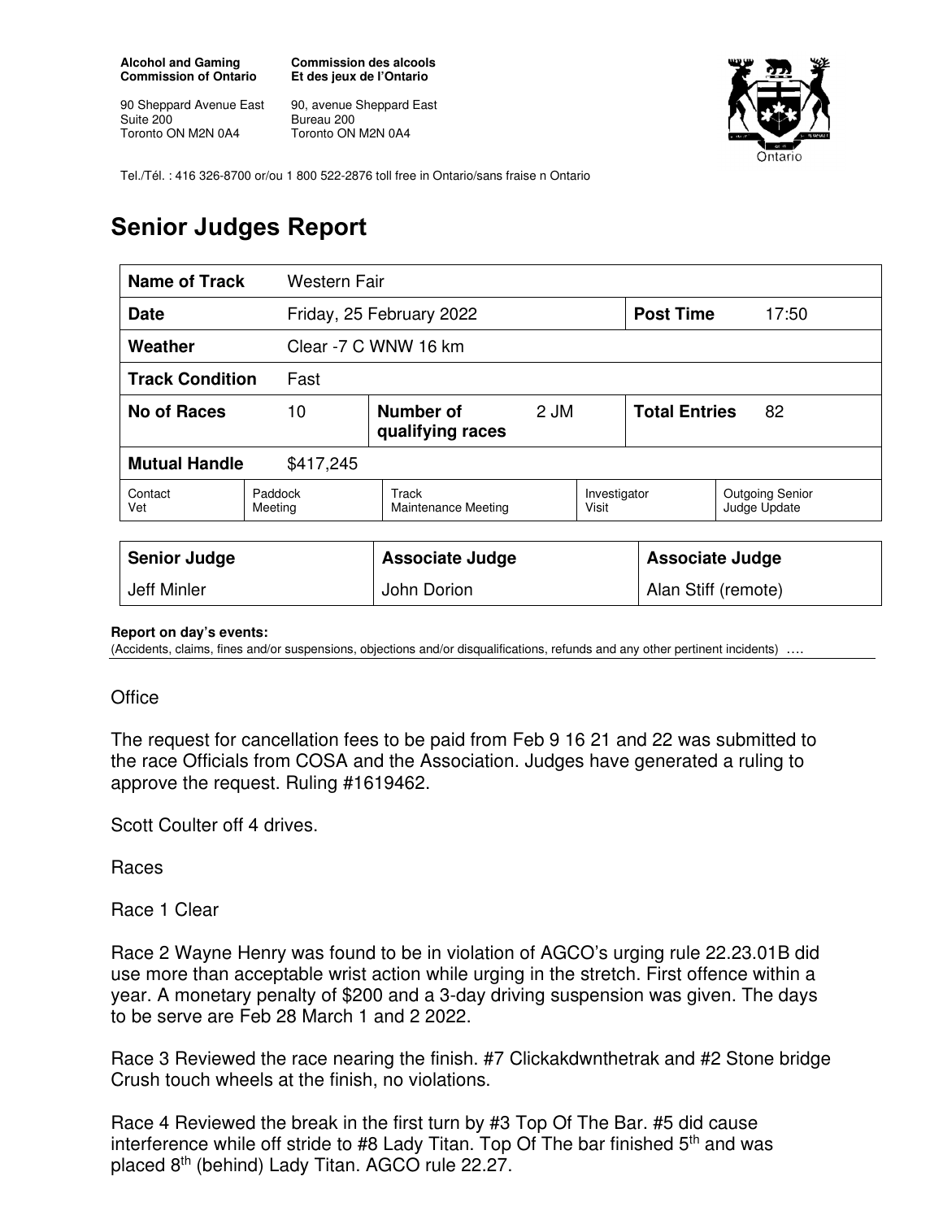**Alcohol and Gaming Commission of Ontario**

90 Sheppard Avenue East
Suite 200
Toronto ON M2N 0A4

**Commission des alcools Et des jeux de l'Ontario**

90, avenue Sheppard East
Bureau 200
Toronto ON M2N 0A4

Tel./Tél. : 416 326-8700 or/ou 1 800 522-2876 toll free in Ontario/sans fraise n Ontario

# Senior Judges Report

| **Name of Track** | Western Fair | | | | |
|---|---|---|---|---|---|
| **Date** | Friday, 25 February 2022 | | | **Post Time** | 17:50 |
| **Weather** | Clear -7 C WNW 16 km | | | | |
| **Track Condition** | Fast | | | | |
| **No of Races** | 10 | **Number of qualifying races** | 2 JM | **Total Entries** | 82 |
| **Mutual Handle** | $417,245 | | | | |
| Contact Vet | Paddock Meeting | Track Maintenance Meeting | Investigator Visit | Outgoing Senior Judge Update | |

| **Senior Judge** | **Associate Judge** | **Associate Judge** |
|---|---|---|
| Jeff Minler | John Dorion | Alan Stiff (remote) |

**Report on day's events:**
(Accidents, claims, fines and/or suspensions, objections and/or disqualifications, refunds and any other pertinent incidents) ....

Office

The request for cancellation fees to be paid from Feb 9 16 21 and 22 was submitted to the race Officials from COSA and the Association. Judges have generated a ruling to approve the request. Ruling #1619462.

Scott Coulter off 4 drives.

Races

Race 1 Clear

Race 2 Wayne Henry was found to be in violation of AGCO's urging rule 22.23.01B did use more than acceptable wrist action while urging in the stretch. First offence within a year. A monetary penalty of $200 and a 3-day driving suspension was given. The days to be serve are Feb 28 March 1 and 2 2022.

Race 3 Reviewed the race nearing the finish. #7 Clickakdwnthetrak and #2 Stone bridge Crush touch wheels at the finish, no violations.

Race 4 Reviewed the break in the first turn by #3 Top Of The Bar. #5 did cause interference while off stride to #8 Lady Titan. Top Of The bar finished 5th and was placed 8th (behind) Lady Titan. AGCO rule 22.27.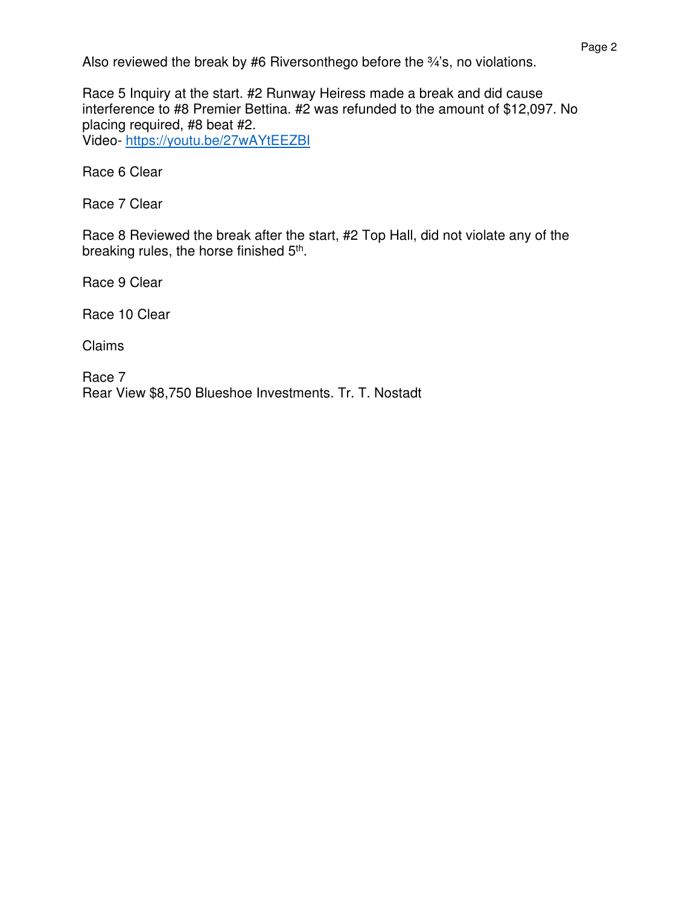Also reviewed the break by #6 Riversonthego before the ¾'s, no violations.

Race 5 Inquiry at the start. #2 Runway Heiress made a break and did cause interference to #8 Premier Bettina. #2 was refunded to the amount of $12,097. No placing required, #8 beat #2.
Video- [https://youtu.be/27wAYtEEZBI](https://youtu.be/27wAYtEEZBI)

Race 6 Clear

Race 7 Clear

Race 8 Reviewed the break after the start, #2 Top Hall, did not violate any of the breaking rules, the horse finished 5th.

Race 9 Clear

Race 10 Clear

Claims

Race 7
Rear View $8,750 Blueshoe Investments. Tr. T. Nostadt